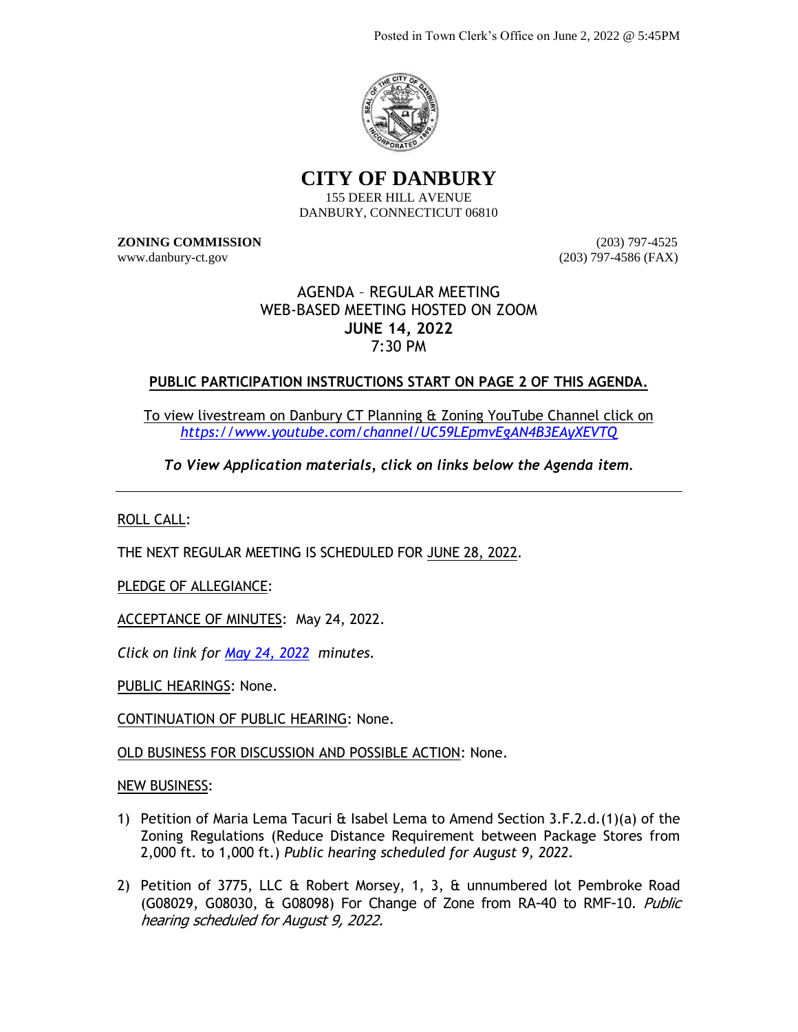Posted in Town Clerk's Office on June 2, 2022 @ 5:45PM

# CITY OF DANBURY

155 DEER HILL AVENUE
DANBURY, CONNECTICUT 06810

**ZONING COMMISSION** (203) 797-4525
www.danbury-ct.gov (203) 797-4586 (FAX)

AGENDA – REGULAR MEETING
WEB-BASED MEETING HOSTED ON ZOOM
**JUNE 14, 2022**
7:30 PM

**PUBLIC PARTICIPATION INSTRUCTIONS START ON PAGE 2 OF THIS AGENDA.**

To view livestream on Danbury CT Planning & Zoning YouTube Channel click on *https://www.youtube.com/channel/UC59LEpmvEgAN4B3EAyXEVTQ*

***To View Application materials, click on links below the Agenda item.***

---

ROLL CALL:

THE NEXT REGULAR MEETING IS SCHEDULED FOR JUNE 28, 2022.

PLEDGE OF ALLEGIANCE:

ACCEPTANCE OF MINUTES: May 24, 2022.

*Click on link for May 24, 2022 minutes.*

PUBLIC HEARINGS: None.

CONTINUATION OF PUBLIC HEARING: None.

OLD BUSINESS FOR DISCUSSION AND POSSIBLE ACTION: None.

NEW BUSINESS:

1) Petition of Maria Lema Tacuri & Isabel Lema to Amend Section 3.F.2.d.(1)(a) of the Zoning Regulations (Reduce Distance Requirement between Package Stores from 2,000 ft. to 1,000 ft.) *Public hearing scheduled for August 9, 2022.*

2) Petition of 3775, LLC & Robert Morsey, 1, 3, & unnumbered lot Pembroke Road (G08029, G08030, & G08098) For Change of Zone from RA-40 to RMF-10. *Public hearing scheduled for August 9, 2022.*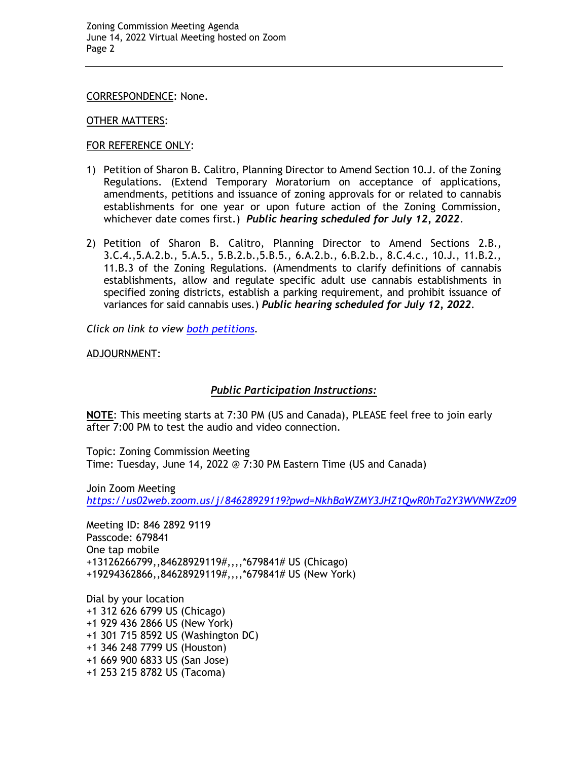CORRESPONDENCE: None.

OTHER MATTERS:

FOR REFERENCE ONLY:

1) Petition of Sharon B. Calitro, Planning Director to Amend Section 10.J. of the Zoning Regulations. (Extend Temporary Moratorium on acceptance of applications, amendments, petitions and issuance of zoning approvals for or related to cannabis establishments for one year or upon future action of the Zoning Commission, whichever date comes first.) ***Public hearing scheduled for July 12, 2022***.

2) Petition of Sharon B. Calitro, Planning Director to Amend Sections 2.B., 3.C.4.,5.A.2.b., 5.A.5., 5.B.2.b.,5.B.5., 6.A.2.b., 6.B.2.b., 8.C.4.c., 10.J., 11.B.2., 11.B.3 of the Zoning Regulations. (Amendments to clarify definitions of cannabis establishments, allow and regulate specific adult use cannabis establishments in specified zoning districts, establish a parking requirement, and prohibit issuance of variances for said cannabis uses.) ***Public hearing scheduled for July 12, 2022***.

*Click on link to view both petitions.*

ADJOURNMENT:

## ***Public Participation Instructions:***

**NOTE**: This meeting starts at 7:30 PM (US and Canada), PLEASE feel free to join early after 7:00 PM to test the audio and video connection.

Topic: Zoning Commission Meeting
Time: Tuesday, June 14, 2022 @ 7:30 PM Eastern Time (US and Canada)

Join Zoom Meeting
*https://us02web.zoom.us/j/84628929119?pwd=NkhBaWZMY3JHZ1QwR0hTa2Y3WVNWZz09*

Meeting ID: 846 2892 9119
Passcode: 679841
One tap mobile
+13126266799,,84628929119#,,,,*679841# US (Chicago)
+19294362866,,84628929119#,,,,*679841# US (New York)

Dial by your location
+1 312 626 6799 US (Chicago)
+1 929 436 2866 US (New York)
+1 301 715 8592 US (Washington DC)
+1 346 248 7799 US (Houston)
+1 669 900 6833 US (San Jose)
+1 253 215 8782 US (Tacoma)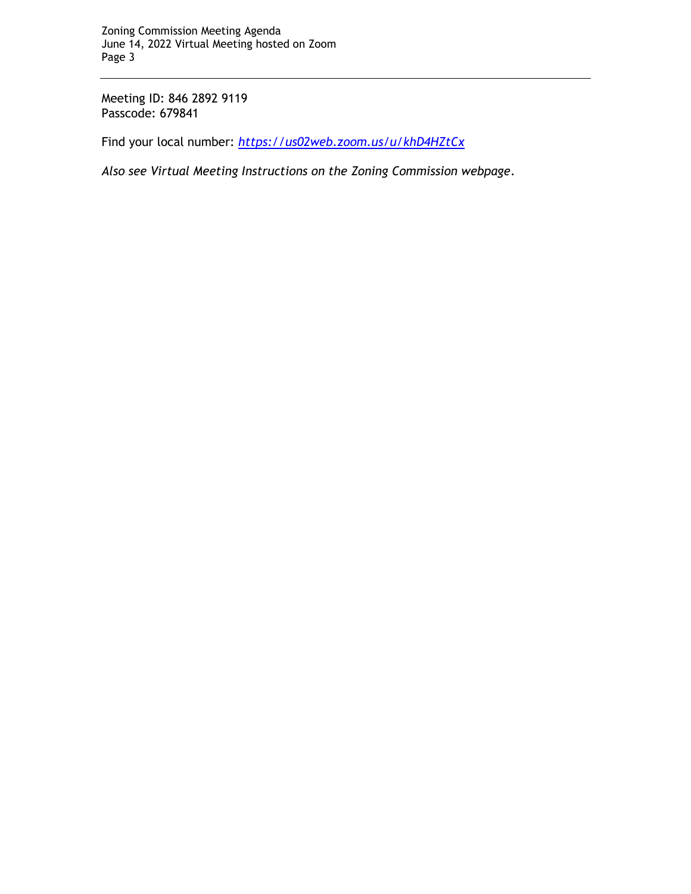Meeting ID: 846 2892 9119
Passcode: 679841

Find your local number: *https://us02web.zoom.us/u/khD4HZtCx*

*Also see Virtual Meeting Instructions on the Zoning Commission webpage.*